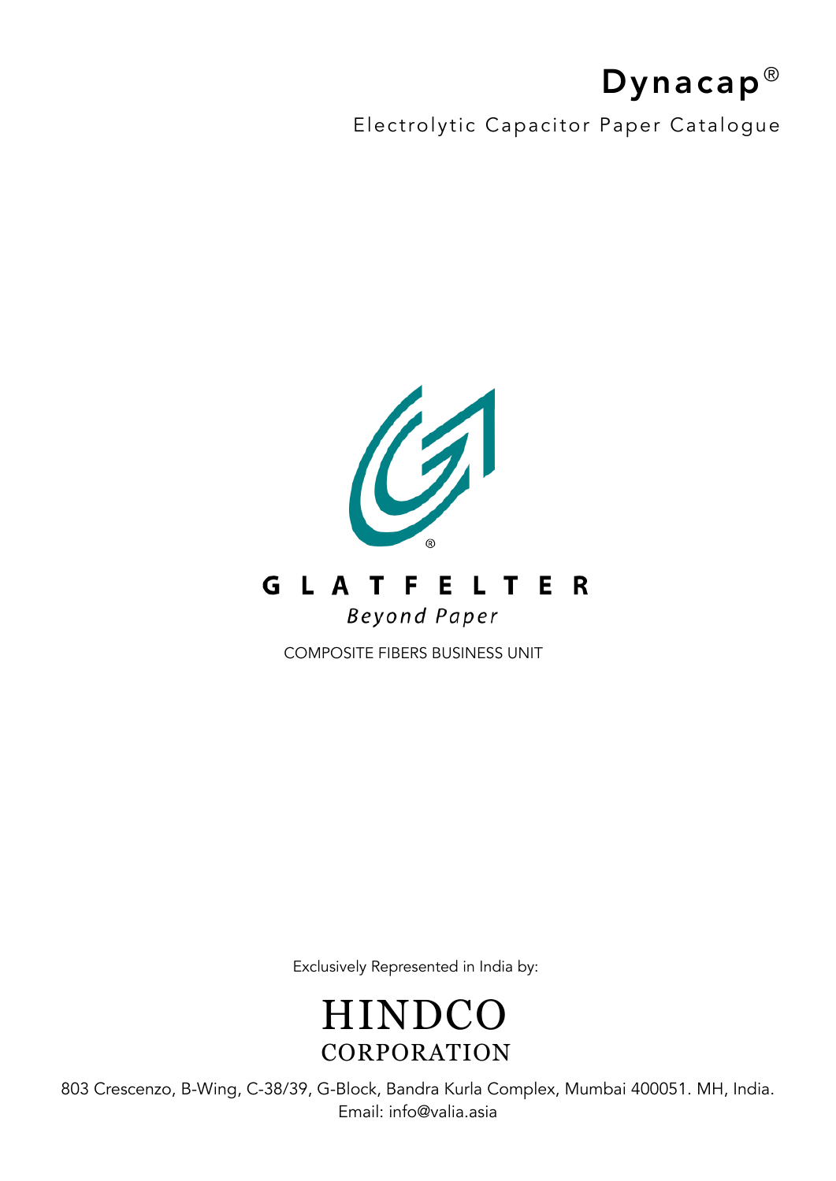# Dynacap®

Electrolytic Capacitor Paper Catalogue

GLATFELTER

*Beyond Paper*

COMPOSITE FIBERS BUSINESS UNIT

Exclusively Represented in India by:

HINDCO
CORPORATION

803 Crescenzo, B-Wing, C-38/39, G-Block, Bandra Kurla Complex, Mumbai 400051. MH, India.
Email: info@valia.asia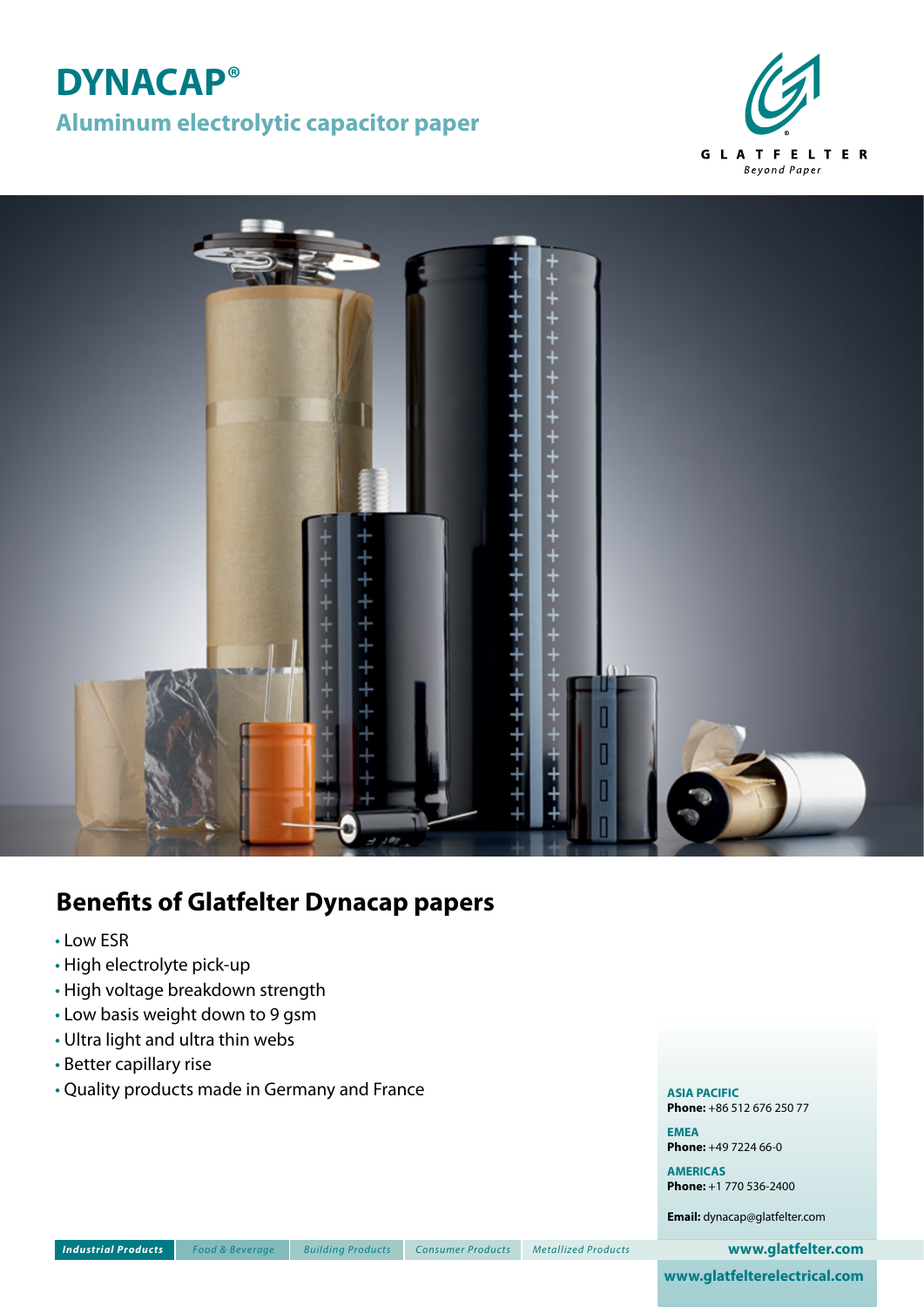# DYNACAP®

## Aluminum electrolytic capacitor paper

GLATFELTER
*Beyond Paper*

## Benefits of Glatfelter Dynacap papers

- Low ESR
- High electrolyte pick-up
- High voltage breakdown strength
- Low basis weight down to 9 gsm
- Ultra light and ultra thin webs
- Better capillary rise
- Quality products made in Germany and France

**ASIA PACIFIC**
**Phone:** +86 512 676 250 77

**EMEA**
**Phone:** +49 7224 66-0

**AMERICAS**
**Phone:** +1 770 536-2400

**Email:** dynacap@glatfelter.com

*Industrial Products* | *Food & Beverage* | *Building Products* | *Consumer Products* | *Metallized Products*

**www.glatfelter.com**

**www.glatfelterelectrical.com**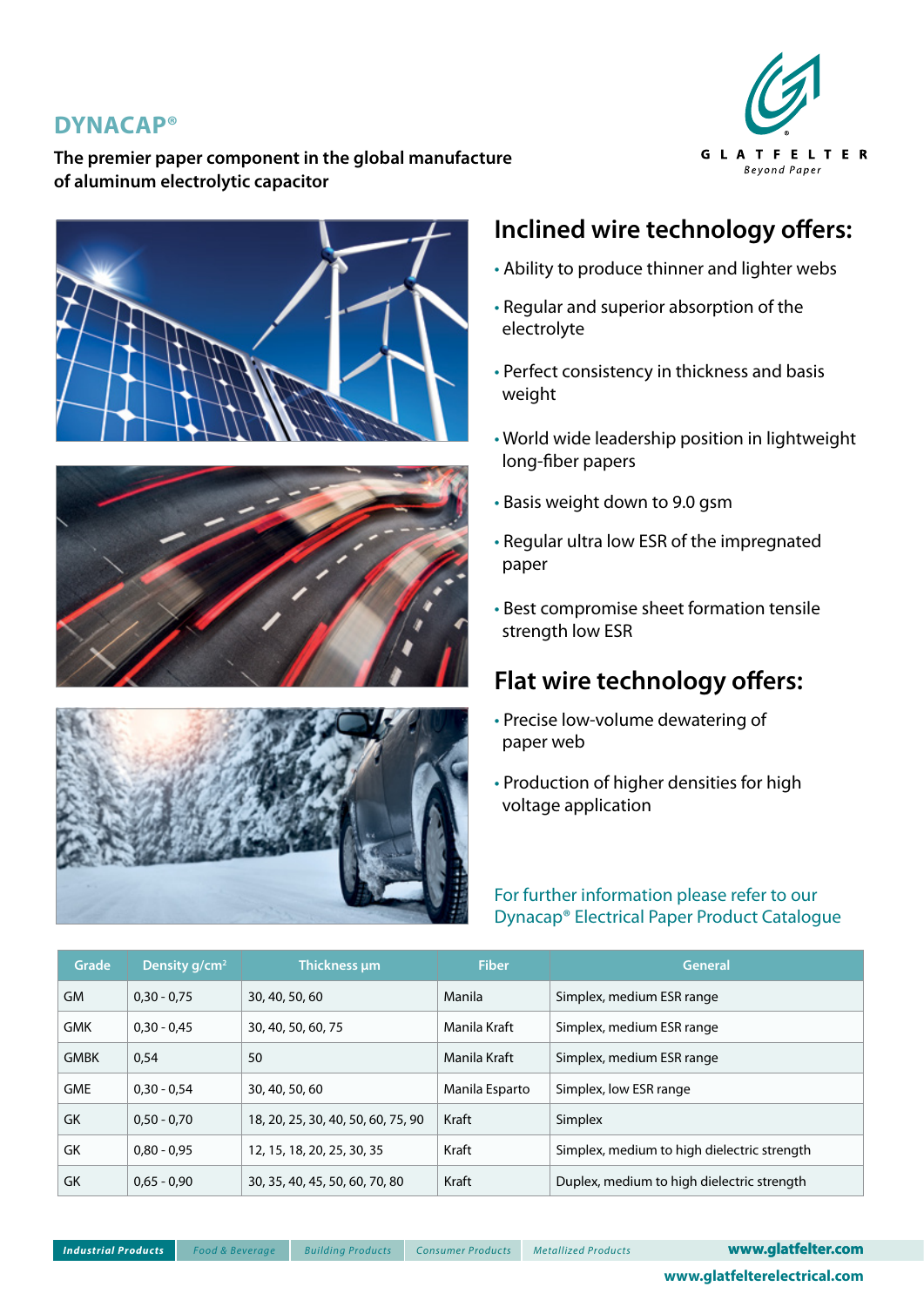## DYNACAP®

**The premier paper component in the global manufacture of aluminum electrolytic capacitor**

GLATFELTER
*Beyond Paper*

## Inclined wire technology offers:

- Ability to produce thinner and lighter webs
- Regular and superior absorption of the electrolyte
- Perfect consistency in thickness and basis weight
- World wide leadership position in lightweight long-fiber papers
- Basis weight down to 9.0 gsm
- Regular ultra low ESR of the impregnated paper
- Best compromise sheet formation tensile strength low ESR

## Flat wire technology offers:

- Precise low-volume dewatering of paper web
- Production of higher densities for high voltage application

For further information please refer to our Dynacap® Electrical Paper Product Catalogue

| Grade | Density g/cm² | Thickness µm | Fiber | General |
|---|---|---|---|---|
| GM | 0,30 - 0,75 | 30, 40, 50, 60 | Manila | Simplex, medium ESR range |
| GMK | 0,30 - 0,45 | 30, 40, 50, 60, 75 | Manila Kraft | Simplex, medium ESR range |
| GMBK | 0,54 | 50 | Manila Kraft | Simplex, medium ESR range |
| GME | 0,30 - 0,54 | 30, 40, 50, 60 | Manila Esparto | Simplex, low ESR range |
| GK | 0,50 - 0,70 | 18, 20, 25, 30, 40, 50, 60, 75, 90 | Kraft | Simplex |
| GK | 0,80 - 0,95 | 12, 15, 18, 20, 25, 30, 35 | Kraft | Simplex, medium to high dielectric strength |
| GK | 0,65 - 0,90 | 30, 35, 40, 45, 50, 60, 70, 80 | Kraft | Duplex, medium to high dielectric strength |

*Industrial Products* | *Food & Beverage* | *Building Products* | *Consumer Products* | *Metallized Products*

**www.glatfelter.com**

**www.glatfelterelectrical.com**